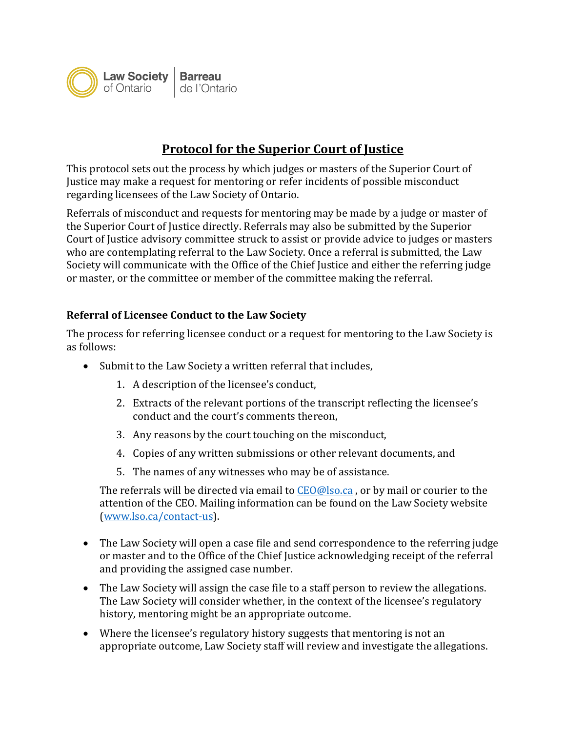Law Society of Ontario | Barreau de l'Ontario

# Protocol for the Superior Court of Justice

This protocol sets out the process by which judges or masters of the Superior Court of Justice may make a request for mentoring or refer incidents of possible misconduct regarding licensees of the Law Society of Ontario.

Referrals of misconduct and requests for mentoring may be made by a judge or master of the Superior Court of Justice directly. Referrals may also be submitted by the Superior Court of Justice advisory committee struck to assist or provide advice to judges or masters who are contemplating referral to the Law Society. Once a referral is submitted, the Law Society will communicate with the Office of the Chief Justice and either the referring judge or master, or the committee or member of the committee making the referral.

## Referral of Licensee Conduct to the Law Society

The process for referring licensee conduct or a request for mentoring to the Law Society is as follows:

- Submit to the Law Society a written referral that includes,
  1. A description of the licensee's conduct,
  2. Extracts of the relevant portions of the transcript reflecting the licensee's conduct and the court's comments thereon,
  3. Any reasons by the court touching on the misconduct,
  4. Copies of any written submissions or other relevant documents, and
  5. The names of any witnesses who may be of assistance.

  The referrals will be directed via email to CEO@lso.ca , or by mail or courier to the attention of the CEO. Mailing information can be found on the Law Society website (www.lso.ca/contact-us).

- The Law Society will open a case file and send correspondence to the referring judge or master and to the Office of the Chief Justice acknowledging receipt of the referral and providing the assigned case number.
- The Law Society will assign the case file to a staff person to review the allegations. The Law Society will consider whether, in the context of the licensee's regulatory history, mentoring might be an appropriate outcome.
- Where the licensee's regulatory history suggests that mentoring is not an appropriate outcome, Law Society staff will review and investigate the allegations.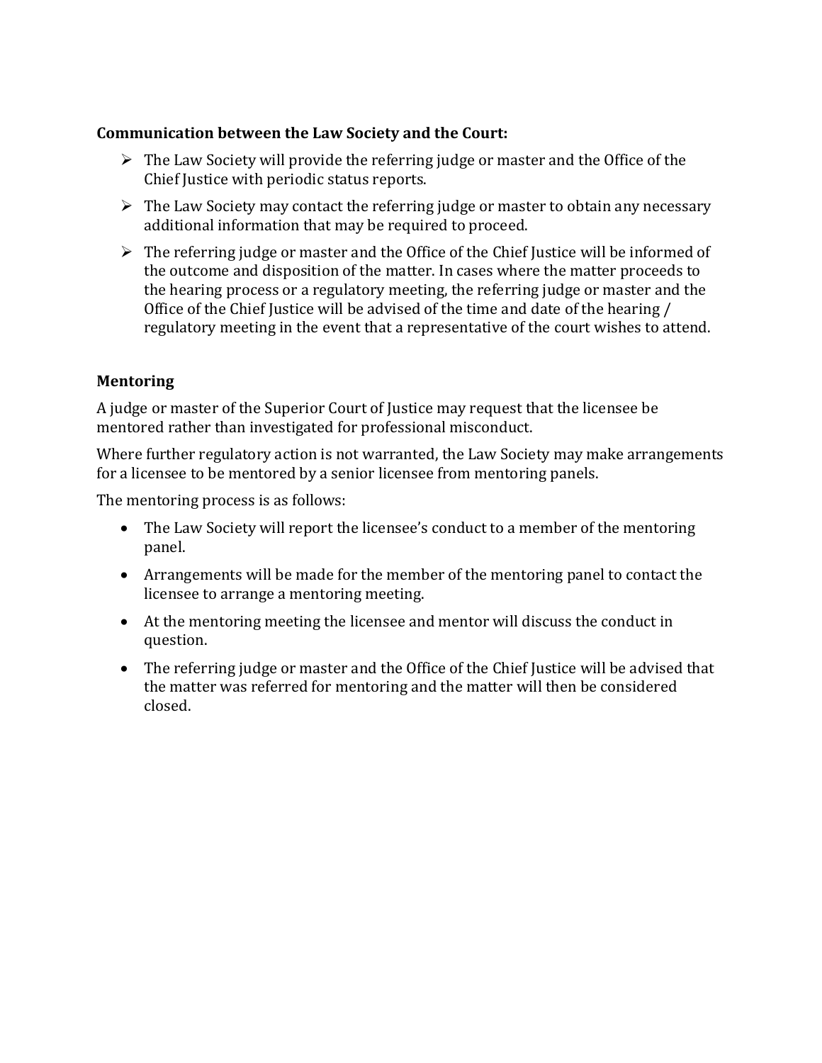**Communication between the Law Society and the Court:**

- The Law Society will provide the referring judge or master and the Office of the Chief Justice with periodic status reports.
- The Law Society may contact the referring judge or master to obtain any necessary additional information that may be required to proceed.
- The referring judge or master and the Office of the Chief Justice will be informed of the outcome and disposition of the matter. In cases where the matter proceeds to the hearing process or a regulatory meeting, the referring judge or master and the Office of the Chief Justice will be advised of the time and date of the hearing / regulatory meeting in the event that a representative of the court wishes to attend.

**Mentoring**

A judge or master of the Superior Court of Justice may request that the licensee be mentored rather than investigated for professional misconduct.

Where further regulatory action is not warranted, the Law Society may make arrangements for a licensee to be mentored by a senior licensee from mentoring panels.

The mentoring process is as follows:

- The Law Society will report the licensee's conduct to a member of the mentoring panel.
- Arrangements will be made for the member of the mentoring panel to contact the licensee to arrange a mentoring meeting.
- At the mentoring meeting the licensee and mentor will discuss the conduct in question.
- The referring judge or master and the Office of the Chief Justice will be advised that the matter was referred for mentoring and the matter will then be considered closed.